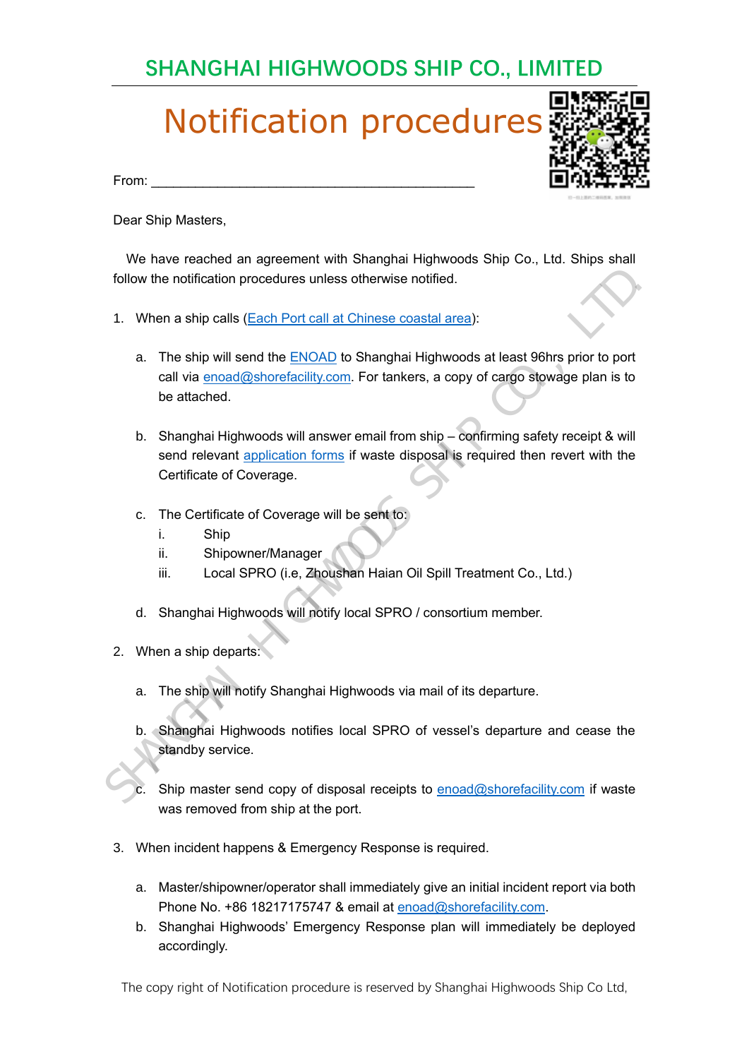# SHANGHAI HIGHWOODS SHIP CO., LIMITED

## Notification procedures

From: ____________________________________________

Dear Ship Masters,

We have reached an agreement with Shanghai Highwoods Ship Co., Ltd. Ships shall follow the notification procedures unless otherwise notified.

1. When a ship calls (Each Port call at Chinese coastal area):

   a. The ship will send the ENOAD to Shanghai Highwoods at least 96hrs prior to port call via enoad@shorefacility.com. For tankers, a copy of cargo stowage plan is to be attached.

   b. Shanghai Highwoods will answer email from ship – confirming safety receipt & will send relevant application forms if waste disposal is required then revert with the Certificate of Coverage.

   c. The Certificate of Coverage will be sent to:
      i. Ship
      ii. Shipowner/Manager
      iii. Local SPRO (i.e, Zhoushan Haian Oil Spill Treatment Co., Ltd.)

   d. Shanghai Highwoods will notify local SPRO / consortium member.

2. When a ship departs:

   a. The ship will notify Shanghai Highwoods via mail of its departure.

   b. Shanghai Highwoods notifies local SPRO of vessel's departure and cease the standby service.

   c. Ship master send copy of disposal receipts to enoad@shorefacility.com if waste was removed from ship at the port.

3. When incident happens & Emergency Response is required.

   a. Master/shipowner/operator shall immediately give an initial incident report via both Phone No. +86 18217175747 & email at enoad@shorefacility.com.
   b. Shanghai Highwoods' Emergency Response plan will immediately be deployed accordingly.

The copy right of Notification procedure is reserved by Shanghai Highwoods Ship Co Ltd,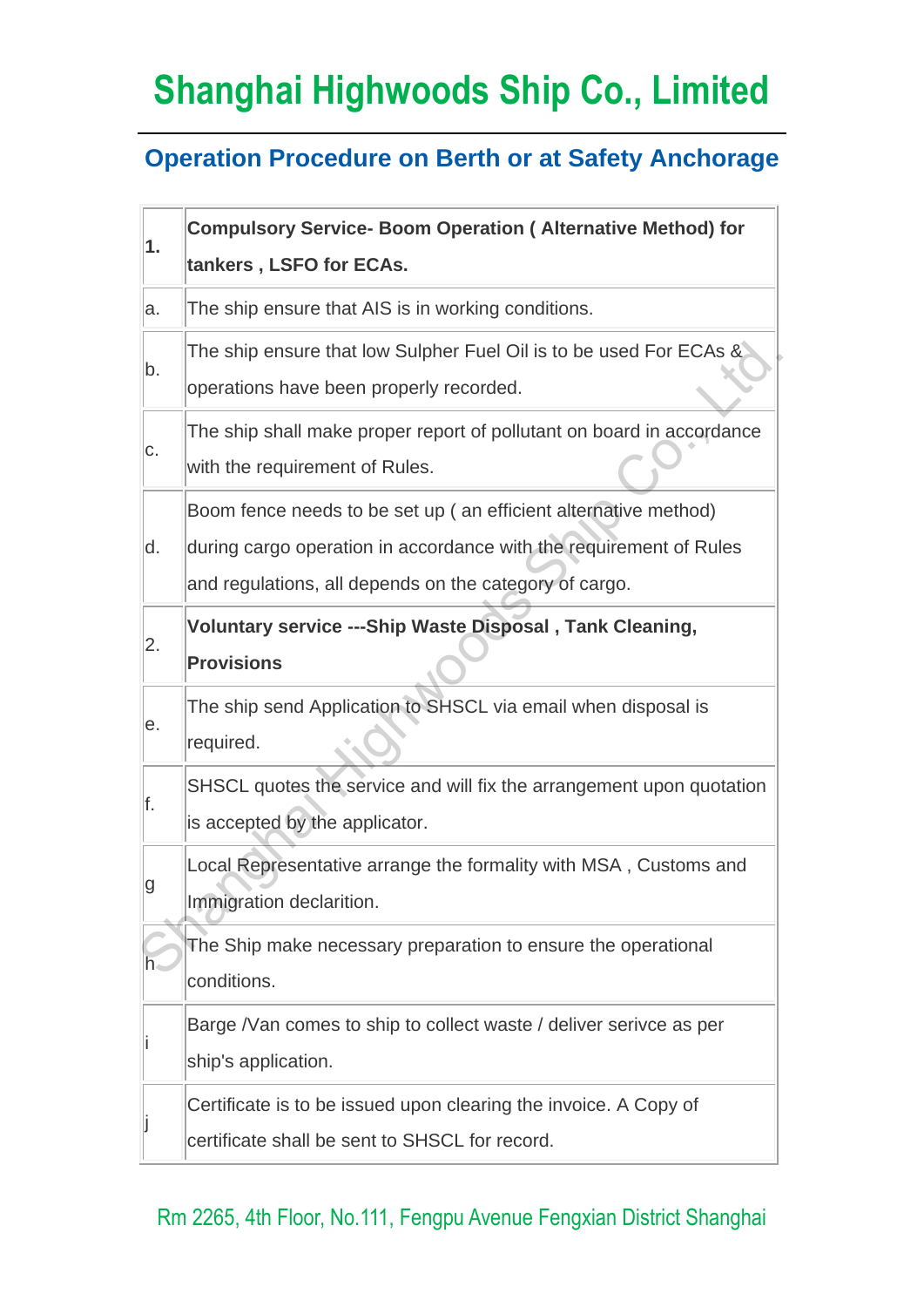# Shanghai Highwoods Ship Co., Limited

## Operation Procedure on Berth or at Safety Anchorage

| | |
|---|---|
| **1.** | **Compulsory Service- Boom Operation ( Alternative Method) for tankers , LSFO for ECAs.** |
| a. | The ship ensure that AIS is in working conditions. |
| b. | The ship ensure that low Sulpher Fuel Oil is to be used For ECAs & operations have been properly recorded. |
| c. | The ship shall make proper report of pollutant on board in accordance with the requirement of Rules. |
| d. | Boom fence needs to be set up ( an efficient alternative method) during cargo operation in accordance with the requirement of Rules and regulations, all depends on the category of cargo. |
| 2. | **Voluntary service ---Ship Waste Disposal , Tank Cleaning, Provisions** |
| e. | The ship send Application to SHSCL via email when disposal is required. |
| f. | SHSCL quotes the service and will fix the arrangement upon quotation is accepted by the applicator. |
| g | Local Representative arrange the formality with MSA , Customs and Immigration declarition. |
| h | The Ship make necessary preparation to ensure the operational conditions. |
| i | Barge /Van comes to ship to collect waste / deliver serivce as per ship's application. |
| j | Certificate is to be issued upon clearing the invoice. A Copy of certificate shall be sent to SHSCL for record. |

Rm 2265, 4th Floor, No.111, Fengpu Avenue Fengxian District Shanghai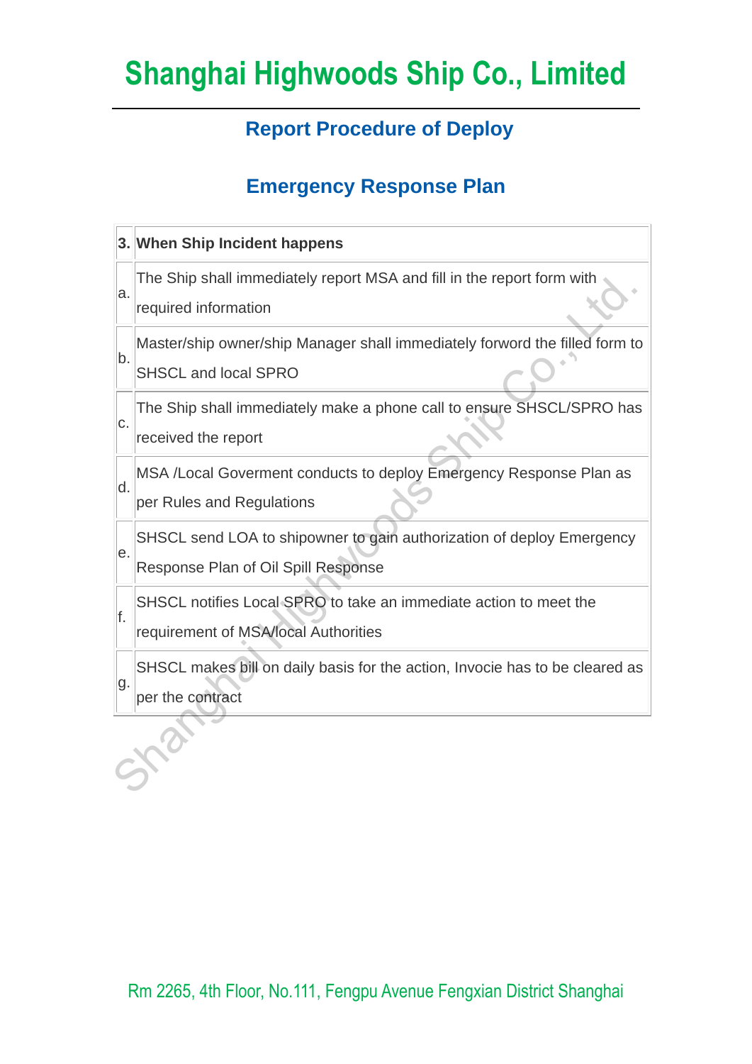# Shanghai Highwoods Ship Co., Limited

## Report Procedure of Deploy

## Emergency Response Plan

| | |
|---|---|
| **3.** | **When Ship Incident happens** |
| a. | The Ship shall immediately report MSA and fill in the report form with required information |
| b. | Master/ship owner/ship Manager shall immediately forword the filled form to SHSCL and local SPRO |
| c. | The Ship shall immediately make a phone call to ensure SHSCL/SPRO has received the report |
| d. | MSA /Local Goverment conducts to deploy Emergency Response Plan as per Rules and Regulations |
| e. | SHSCL send LOA to shipowner to gain authorization of deploy Emergency Response Plan of Oil Spill Response |
| f. | SHSCL notifies Local SPRO to take an immediate action to meet the requirement of MSA/local Authorities |
| g. | SHSCL makes bill on daily basis for the action, Invocie has to be cleared as per the contract |

Rm 2265, 4th Floor, No.111, Fengpu Avenue Fengxian District Shanghai